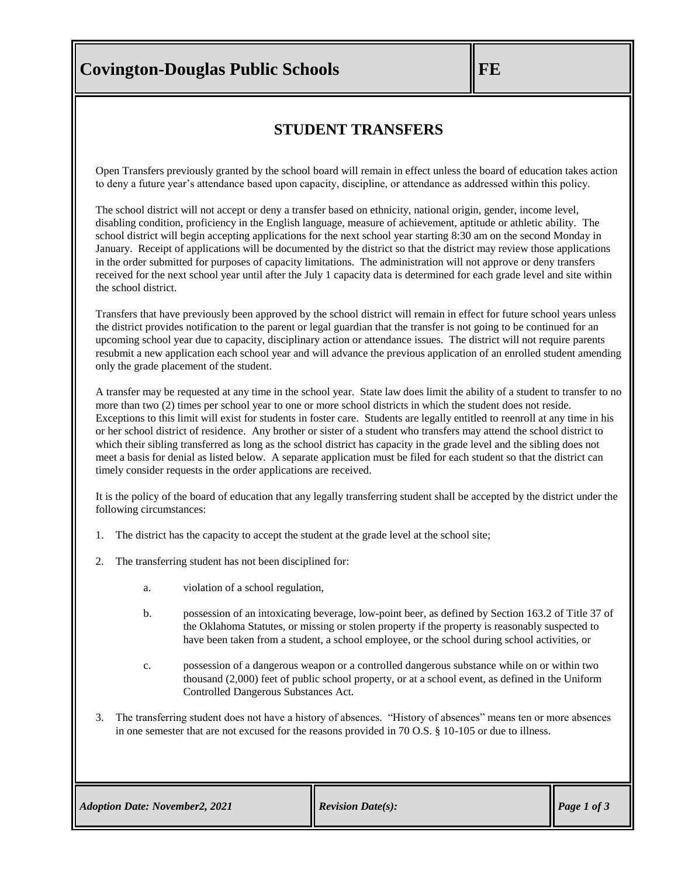# Covington-Douglas Public Schools

**FE**

## STUDENT TRANSFERS

Open Transfers previously granted by the school board will remain in effect unless the board of education takes action to deny a future year's attendance based upon capacity, discipline, or attendance as addressed within this policy.

The school district will not accept or deny a transfer based on ethnicity, national origin, gender, income level, disabling condition, proficiency in the English language, measure of achievement, aptitude or athletic ability. The school district will begin accepting applications for the next school year starting 8:30 am on the second Monday in January. Receipt of applications will be documented by the district so that the district may review those applications in the order submitted for purposes of capacity limitations. The administration will not approve or deny transfers received for the next school year until after the July 1 capacity data is determined for each grade level and site within the school district.

Transfers that have previously been approved by the school district will remain in effect for future school years unless the district provides notification to the parent or legal guardian that the transfer is not going to be continued for an upcoming school year due to capacity, disciplinary action or attendance issues. The district will not require parents resubmit a new application each school year and will advance the previous application of an enrolled student amending only the grade placement of the student.

A transfer may be requested at any time in the school year. State law does limit the ability of a student to transfer to no more than two (2) times per school year to one or more school districts in which the student does not reside. Exceptions to this limit will exist for students in foster care. Students are legally entitled to reenroll at any time in his or her school district of residence. Any brother or sister of a student who transfers may attend the school district to which their sibling transferred as long as the school district has capacity in the grade level and the sibling does not meet a basis for denial as listed below. A separate application must be filed for each student so that the district can timely consider requests in the order applications are received.

It is the policy of the board of education that any legally transferring student shall be accepted by the district under the following circumstances:

1. The district has the capacity to accept the student at the grade level at the school site;

2. The transferring student has not been disciplined for:

   a. violation of a school regulation,

   b. possession of an intoxicating beverage, low-point beer, as defined by Section 163.2 of Title 37 of the Oklahoma Statutes, or missing or stolen property if the property is reasonably suspected to have been taken from a student, a school employee, or the school during school activities, or

   c. possession of a dangerous weapon or a controlled dangerous substance while on or within two thousand (2,000) feet of public school property, or at a school event, as defined in the Uniform Controlled Dangerous Substances Act.

3. The transferring student does not have a history of absences. "History of absences" means ten or more absences in one semester that are not excused for the reasons provided in 70 O.S. § 10-105 or due to illness.

*Adoption Date: November2, 2021* | *Revision Date(s):*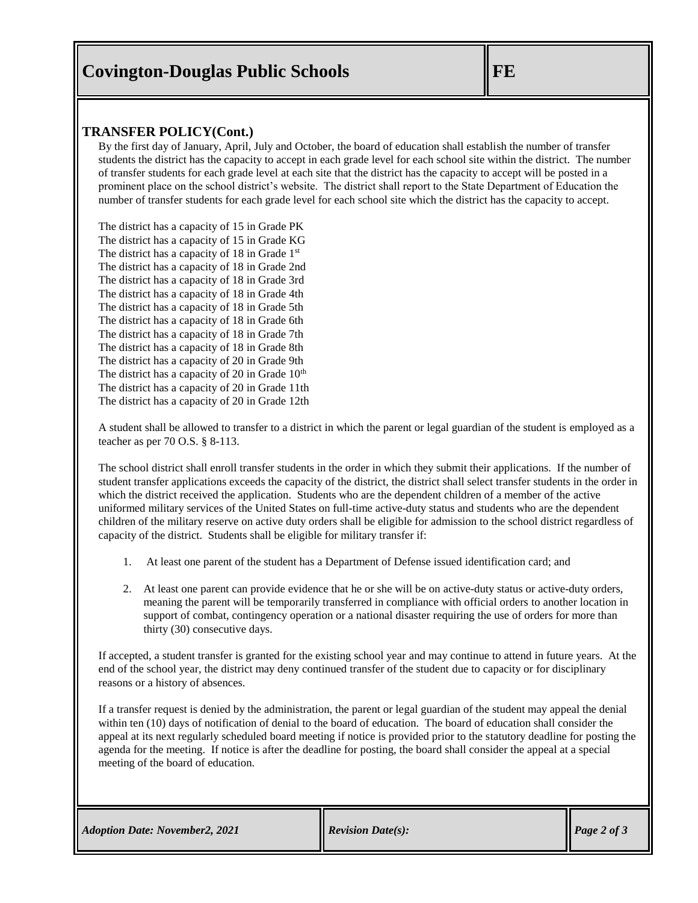## TRANSFER POLICY(Cont.)

By the first day of January, April, July and October, the board of education shall establish the number of transfer students the district has the capacity to accept in each grade level for each school site within the district. The number of transfer students for each grade level at each site that the district has the capacity to accept will be posted in a prominent place on the school district's website. The district shall report to the State Department of Education the number of transfer students for each grade level for each school site which the district has the capacity to accept.

The district has a capacity of 15 in Grade PK
The district has a capacity of 15 in Grade KG
The district has a capacity of 18 in Grade 1st
The district has a capacity of 18 in Grade 2nd
The district has a capacity of 18 in Grade 3rd
The district has a capacity of 18 in Grade 4th
The district has a capacity of 18 in Grade 5th
The district has a capacity of 18 in Grade 6th
The district has a capacity of 18 in Grade 7th
The district has a capacity of 18 in Grade 8th
The district has a capacity of 20 in Grade 9th
The district has a capacity of 20 in Grade 10th
The district has a capacity of 20 in Grade 11th
The district has a capacity of 20 in Grade 12th

A student shall be allowed to transfer to a district in which the parent or legal guardian of the student is employed as a teacher as per 70 O.S. § 8-113.

The school district shall enroll transfer students in the order in which they submit their applications. If the number of student transfer applications exceeds the capacity of the district, the district shall select transfer students in the order in which the district received the application. Students who are the dependent children of a member of the active uniformed military services of the United States on full-time active-duty status and students who are the dependent children of the military reserve on active duty orders shall be eligible for admission to the school district regardless of capacity of the district. Students shall be eligible for military transfer if:

1. At least one parent of the student has a Department of Defense issued identification card; and
2. At least one parent can provide evidence that he or she will be on active-duty status or active-duty orders, meaning the parent will be temporarily transferred in compliance with official orders to another location in support of combat, contingency operation or a national disaster requiring the use of orders for more than thirty (30) consecutive days.

If accepted, a student transfer is granted for the existing school year and may continue to attend in future years. At the end of the school year, the district may deny continued transfer of the student due to capacity or for disciplinary reasons or a history of absences.

If a transfer request is denied by the administration, the parent or legal guardian of the student may appeal the denial within ten (10) days of notification of denial to the board of education. The board of education shall consider the appeal at its next regularly scheduled board meeting if notice is provided prior to the statutory deadline for posting the agenda for the meeting. If notice is after the deadline for posting, the board shall consider the appeal at a special meeting of the board of education.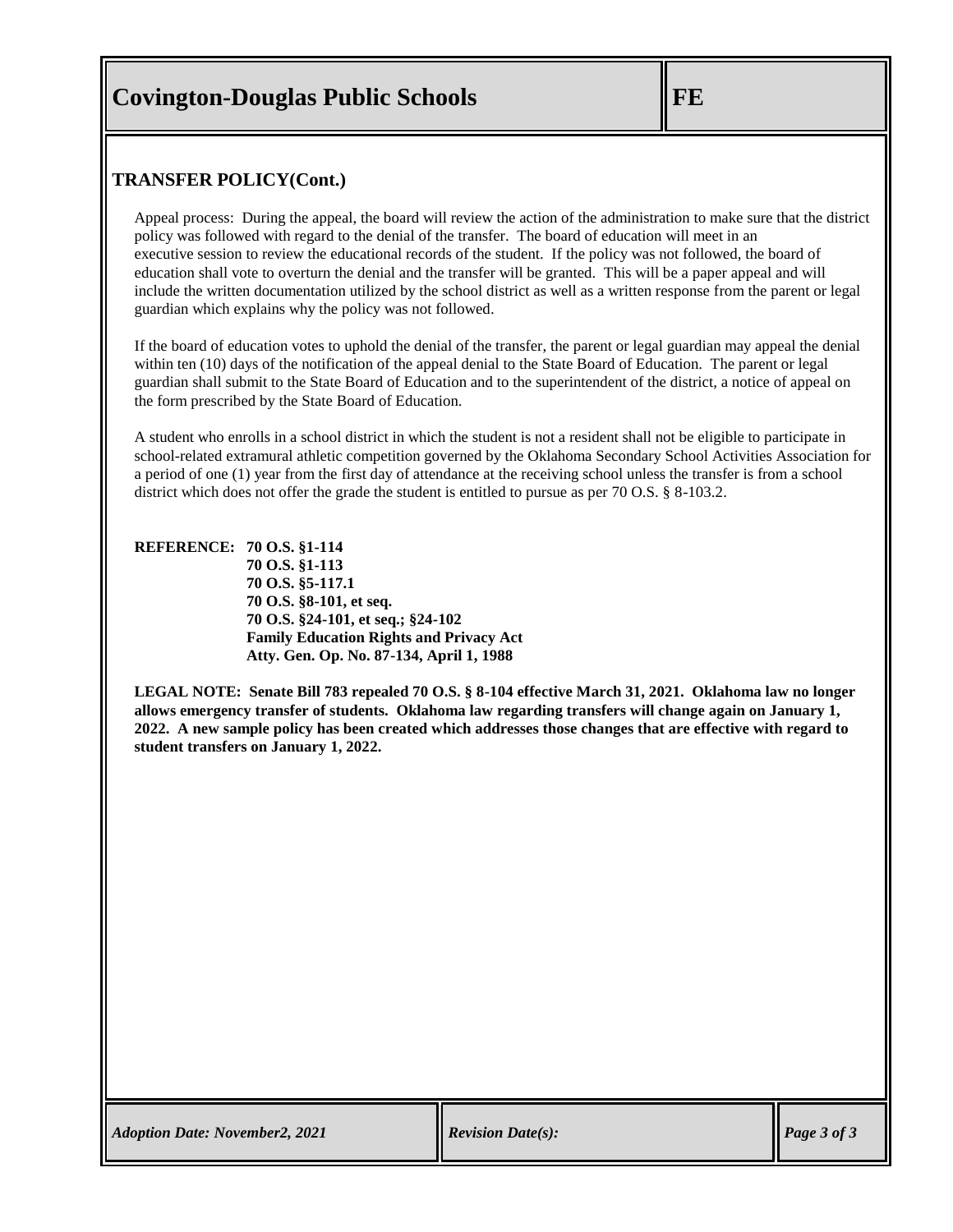## TRANSFER POLICY(Cont.)

Appeal process: During the appeal, the board will review the action of the administration to make sure that the district policy was followed with regard to the denial of the transfer. The board of education will meet in an executive session to review the educational records of the student. If the policy was not followed, the board of education shall vote to overturn the denial and the transfer will be granted. This will be a paper appeal and will include the written documentation utilized by the school district as well as a written response from the parent or legal guardian which explains why the policy was not followed.

If the board of education votes to uphold the denial of the transfer, the parent or legal guardian may appeal the denial within ten (10) days of the notification of the appeal denial to the State Board of Education. The parent or legal guardian shall submit to the State Board of Education and to the superintendent of the district, a notice of appeal on the form prescribed by the State Board of Education.

A student who enrolls in a school district in which the student is not a resident shall not be eligible to participate in school-related extramural athletic competition governed by the Oklahoma Secondary School Activities Association for a period of one (1) year from the first day of attendance at the receiving school unless the transfer is from a school district which does not offer the grade the student is entitled to pursue as per 70 O.S. § 8-103.2.

**REFERENCE: 70 O.S. §1-114**
**70 O.S. §1-113**
**70 O.S. §5-117.1**
**70 O.S. §8-101, et seq.**
**70 O.S. §24-101, et seq.; §24-102**
**Family Education Rights and Privacy Act**
**Atty. Gen. Op. No. 87-134, April 1, 1988**

**LEGAL NOTE: Senate Bill 783 repealed 70 O.S. § 8-104 effective March 31, 2021. Oklahoma law no longer allows emergency transfer of students. Oklahoma law regarding transfers will change again on January 1, 2022. A new sample policy has been created which addresses those changes that are effective with regard to student transfers on January 1, 2022.**

*Adoption Date: November2, 2021* | *Revision Date(s):*